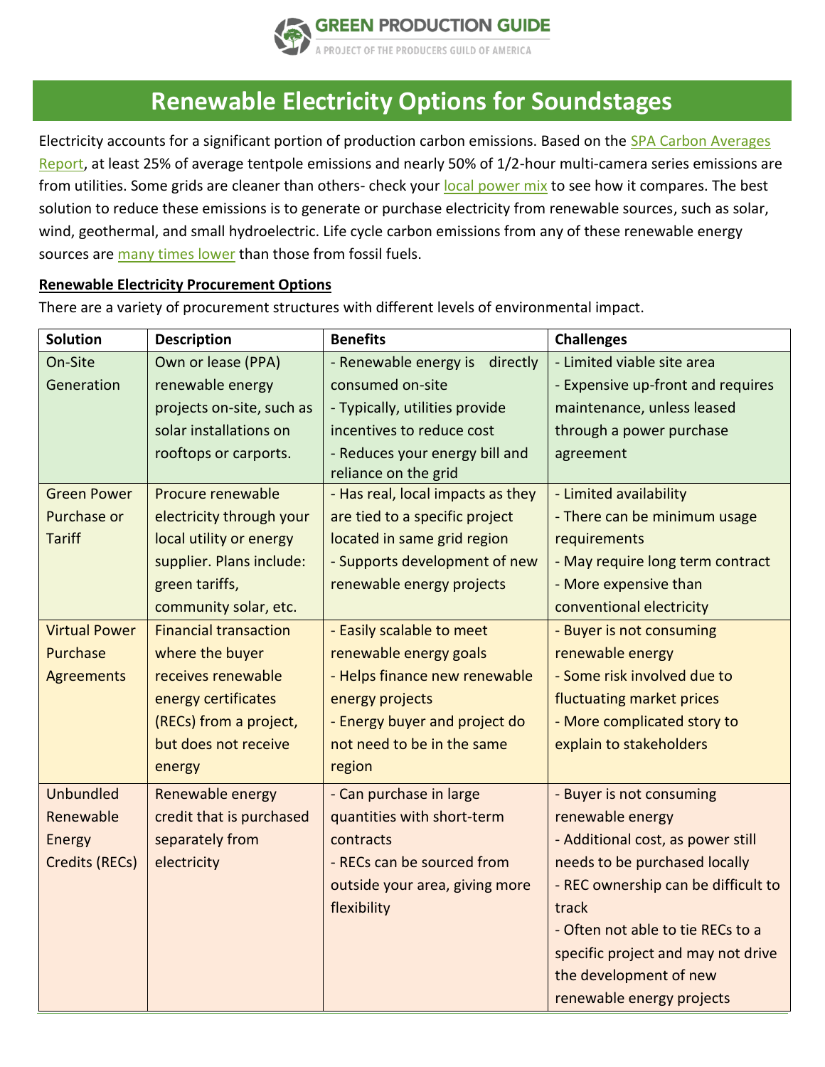# Renewable Electricity Options for Soundstages

Electricity accounts for a significant portion of production carbon emissions. Based on the SPA Carbon Averages Report, at least 25% of average tentpole emissions and nearly 50% of 1/2-hour multi-camera series emissions are from utilities. Some grids are cleaner than others- check your local power mix to see how it compares. The best solution to reduce these emissions is to generate or purchase electricity from renewable sources, such as solar, wind, geothermal, and small hydroelectric. Life cycle carbon emissions from any of these renewable energy sources are many times lower than those from fossil fuels.

**Renewable Electricity Procurement Options**

There are a variety of procurement structures with different levels of environmental impact.

| Solution | Description | Benefits | Challenges |
|---|---|---|---|
| On-Site Generation | Own or lease (PPA) renewable energy projects on-site, such as solar installations on rooftops or carports. | - Renewable energy is directly consumed on-site<br>- Typically, utilities provide incentives to reduce cost<br>- Reduces your energy bill and reliance on the grid | - Limited viable site area<br>- Expensive up-front and requires maintenance, unless leased through a power purchase agreement |
| Green Power Purchase or Tariff | Procure renewable electricity through your local utility or energy supplier. Plans include: green tariffs, community solar, etc. | - Has real, local impacts as they are tied to a specific project located in same grid region<br>- Supports development of new renewable energy projects | - Limited availability<br>- There can be minimum usage requirements<br>- May require long term contract<br>- More expensive than conventional electricity |
| Virtual Power Purchase Agreements | Financial transaction where the buyer receives renewable energy certificates (RECs) from a project, but does not receive energy | - Easily scalable to meet renewable energy goals<br>- Helps finance new renewable energy projects<br>- Energy buyer and project do not need to be in the same region | - Buyer is not consuming renewable energy<br>- Some risk involved due to fluctuating market prices<br>- More complicated story to explain to stakeholders |
| Unbundled Renewable Energy Credits (RECs) | Renewable energy credit that is purchased separately from electricity | - Can purchase in large quantities with short-term contracts<br>- RECs can be sourced from outside your area, giving more flexibility | - Buyer is not consuming renewable energy<br>- Additional cost, as power still needs to be purchased locally<br>- REC ownership can be difficult to track<br>- Often not able to tie RECs to a specific project and may not drive the development of new renewable energy projects |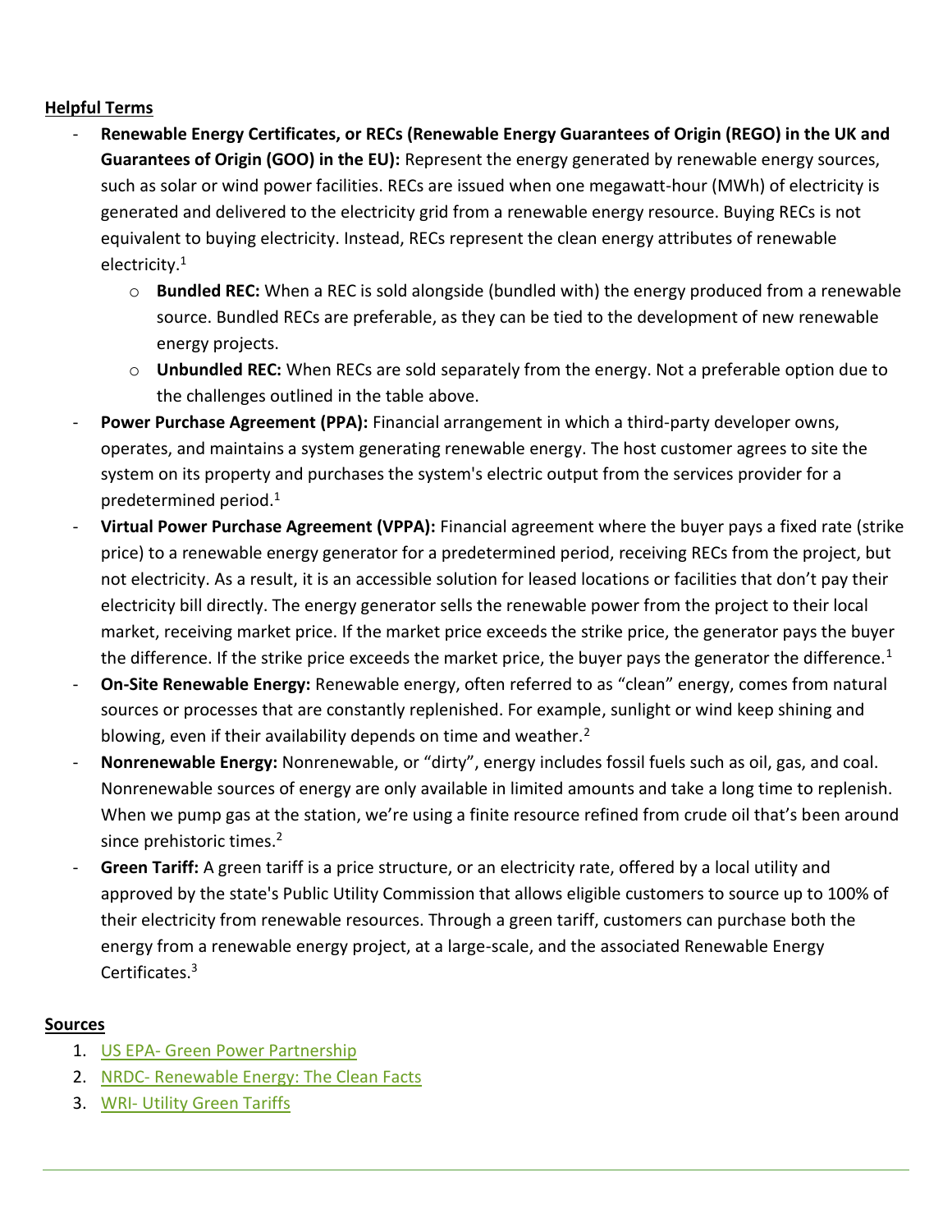**Helpful Terms**

- **Renewable Energy Certificates, or RECs (Renewable Energy Guarantees of Origin (REGO) in the UK and Guarantees of Origin (GOO) in the EU):** Represent the energy generated by renewable energy sources, such as solar or wind power facilities. RECs are issued when one megawatt-hour (MWh) of electricity is generated and delivered to the electricity grid from a renewable energy resource. Buying RECs is not equivalent to buying electricity. Instead, RECs represent the clean energy attributes of renewable electricity.[1]
    - **Bundled REC:** When a REC is sold alongside (bundled with) the energy produced from a renewable source. Bundled RECs are preferable, as they can be tied to the development of new renewable energy projects.
    - **Unbundled REC:** When RECs are sold separately from the energy. Not a preferable option due to the challenges outlined in the table above.
- **Power Purchase Agreement (PPA):** Financial arrangement in which a third-party developer owns, operates, and maintains a system generating renewable energy. The host customer agrees to site the system on its property and purchases the system's electric output from the services provider for a predetermined period.[1]
- **Virtual Power Purchase Agreement (VPPA):** Financial agreement where the buyer pays a fixed rate (strike price) to a renewable energy generator for a predetermined period, receiving RECs from the project, but not electricity. As a result, it is an accessible solution for leased locations or facilities that don't pay their electricity bill directly. The energy generator sells the renewable power from the project to their local market, receiving market price. If the market price exceeds the strike price, the generator pays the buyer the difference. If the strike price exceeds the market price, the buyer pays the generator the difference.[1]
- **On-Site Renewable Energy:** Renewable energy, often referred to as "clean" energy, comes from natural sources or processes that are constantly replenished. For example, sunlight or wind keep shining and blowing, even if their availability depends on time and weather.[2]
- **Nonrenewable Energy:** Nonrenewable, or "dirty", energy includes fossil fuels such as oil, gas, and coal. Nonrenewable sources of energy are only available in limited amounts and take a long time to replenish. When we pump gas at the station, we're using a finite resource refined from crude oil that's been around since prehistoric times.[2]
- **Green Tariff:** A green tariff is a price structure, or an electricity rate, offered by a local utility and approved by the state's Public Utility Commission that allows eligible customers to source up to 100% of their electricity from renewable resources. Through a green tariff, customers can purchase both the energy from a renewable energy project, at a large-scale, and the associated Renewable Energy Certificates.[3]

**Sources**

1. US EPA- Green Power Partnership
2. NRDC- Renewable Energy: The Clean Facts
3. WRI- Utility Green Tariffs